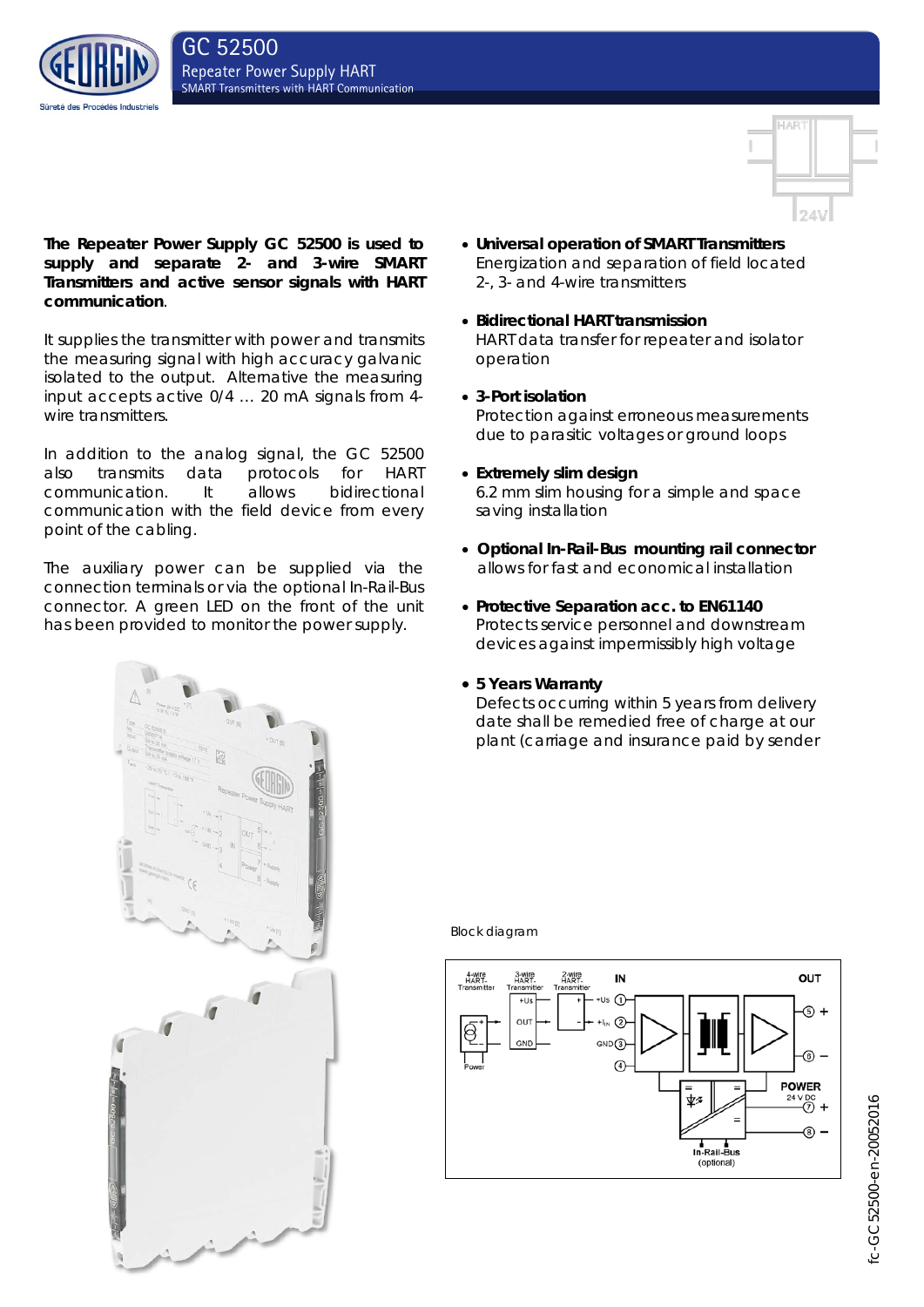# GC 52500

## Repeater Power Supply HART

SMART Transmitters with HART Communication

**The Repeater Power Supply GC 52500 is used to supply and separate 2- and 3-wire SMART Transmitters and active sensor signals with HART communication**.

It supplies the transmitter with power and transmits the measuring signal with high accuracy galvanic isolated to the output. Alternative the measuring input accepts active 0/4 … 20 mA signals from 4-wire transmitters.

In addition to the analog signal, the GC 52500 also transmits data protocols for HART communication. It allows bidirectional communication with the field device from every point of the cabling.

The auxiliary power can be supplied via the connection terminals or via the optional In-Rail-Bus connector. A green LED on the front of the unit has been provided to monitor the power supply.

- **Universal operation of SMART Transmitters**
  Energization and separation of field located 2-, 3- and 4-wire transmitters
- **Bidirectional HART transmission**
  HART data transfer for repeater and isolator operation
- **3-Port isolation**
  Protection against erroneous measurements due to parasitic voltages or ground loops
- **Extremely slim design**
  6.2 mm slim housing for a simple and space saving installation
- **Optional In-Rail-Bus mounting rail connector**
  allows for fast and economical installation
- **Protective Separation acc. to EN61140**
  Protects service personnel and downstream devices against impermissibly high voltage
- **5 Years Warranty**
  Defects occurring within 5 years from delivery date shall be remedied free of charge at our plant (carriage and insurance paid by sender

Block diagram

fc-GC 52500-en-20052016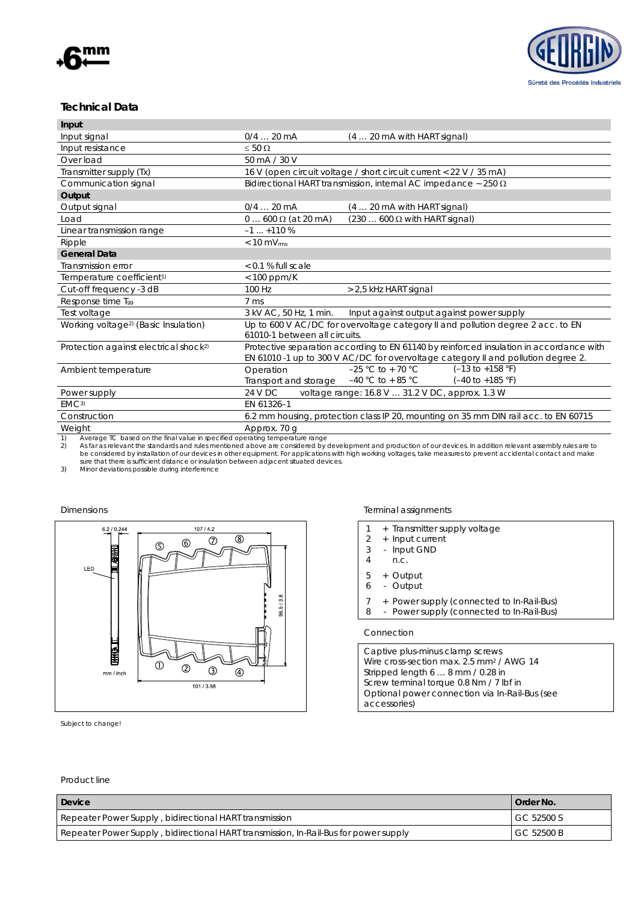## Technical Data

| | | | |
|---|---|---|---|
| **Input** | | | |
| Input signal | 0/4 … 20 mA | (4 … 20 mA with HART signal) | |
| Input resistance | ≤ 50 Ω | | |
| Overload | 50 mA / 30 V | | |
| Transmitter supply (Tx) | 16 V (open circuit voltage / short circuit current < 22 V / 35 mA) | | |
| Communication signal | Bidirectional HART transmission, internal AC impedance ~250 Ω | | |
| **Output** | | | |
| Output signal | 0/4 … 20 mA | (4 … 20 mA with HART signal) | |
| Load | 0 … 600 Ω (at 20 mA) | (230 … 600 Ω with HART signal) | |
| Linear transmission range | –1 … +110 % | | |
| Ripple | < 10 $mV_{rms}$ | | |
| **General Data** | | | |
| Transmission error | < 0.1 % full scale | | |
| Temperature coefficient[1] | < 100 ppm/K | | |
| Cut-off frequency -3 dB | 100 Hz | > 2,5 kHz HART signal | |
| Response time $T_{99}$ | 7 ms | | |
| Test voltage | 3 kV AC, 50 Hz, 1 min. | Input against output against power supply | |
| Working voltage[2] (Basic Insulation) | Up to 600 V AC/DC for overvoltage category II and pollution degree 2 acc. to EN 61010-1 between all circuits. | | |
| Protection against electrical shock[2] | Protective separation according to EN 61140 by reinforced insulation in accordance with EN 61010 -1 up to 300 V AC/DC for overvoltage category II and pollution degree 2. | | |
| Ambient temperature | Operation | –25 °C to + 70 °C | (–13 to +158 °F) |
| | Transport and storage | –40 °C to + 85 °C | (–40 to +185 °F) |
| Power supply | 24 V DC | voltage range: 16.8 V … 31.2 V DC, approx. 1.3 W | |
| EMC[3] | EN 61326–1 | | |
| Construction | 6.2 mm housing, protection class IP 20, mounting on 35 mm DIN rail acc. to EN 60715 | | |
| Weight | Approx. 70 g | | |

1) Average TC based on the final value in specified operating temperature range
2) As far as relevant the standards and rules mentioned above are considered by development and production of our devices. In addition relevant assembly rules are to be considered by installation of our devices in other equipment. For applications with high working voltages, take measures to prevent accidental contact and make sure that there is sufficient distance or insulation between adjacent situated devices.
3) Minor deviations possible during interference

### Dimensions

6.2 / 0.244
107 / 4.2
LED
96.5 / 3.8
101 / 3.98
mm / inch
⑤ ⑥ ⑦ ⑧
① ② ③ ④

### Terminal assignments

| | |
|---|---|
| 1 | + Transmitter supply voltage |
| 2 | + Input current |
| 3 | - Input GND |
| 4 | n.c. |
| 5 | + Output |
| 6 | - Output |
| 7 | + Power supply (connected to In-Rail-Bus) |
| 8 | - Power supply (connected to In-Rail-Bus) |

### Connection

Captive plus-minus clamp screws
Wire cross-section max. 2.5 $mm^2$ / AWG 14
Stripped length 6 … 8 mm / 0.28 in
Screw terminal torque 0.8 Nm / 7 lbf in
Optional power connection via In-Rail-Bus (see accessories)

Subject to change!

### Product line

| Device | Order No. |
|---|---|
| Repeater Power Supply , bidirectional HART transmission | GC 52500 S |
| Repeater Power Supply , bidirectional HART transmission, In-Rail-Bus for power supply | GC 52500 B |